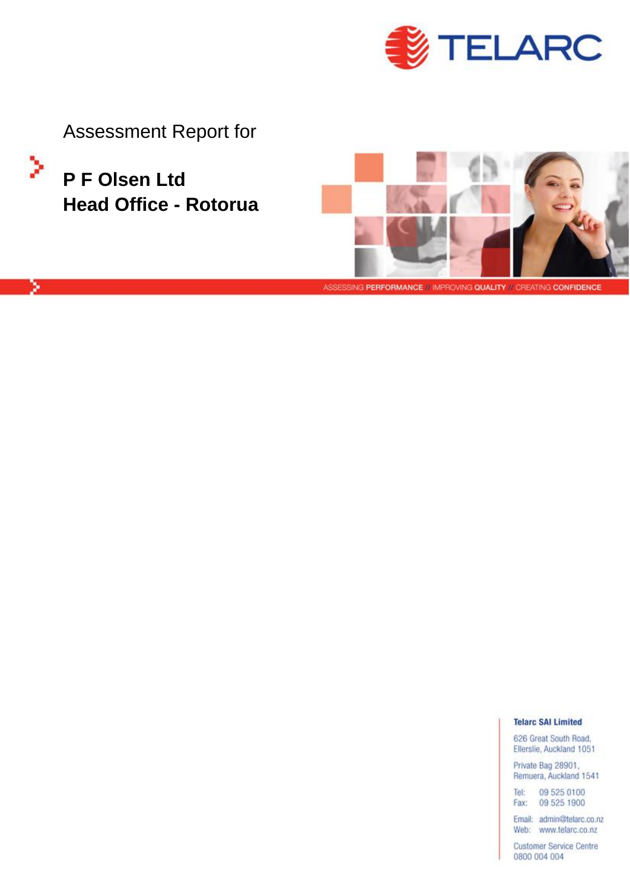TELARC

Assessment Report for

# P F Olsen Ltd
# Head Office - Rotorua

ASSESSING **PERFORMANCE** // IMPROVING **QUALITY** // CREATING **CONFIDENCE**

**Telarc SAI Limited**

626 Great South Road,
Ellerslie, Auckland 1051

Private Bag 28901,
Remuera, Auckland 1541

Tel: 09 525 0100
Fax: 09 525 1900

Email: admin@telarc.co.nz
Web: www.telarc.co.nz

Customer Service Centre
0800 004 004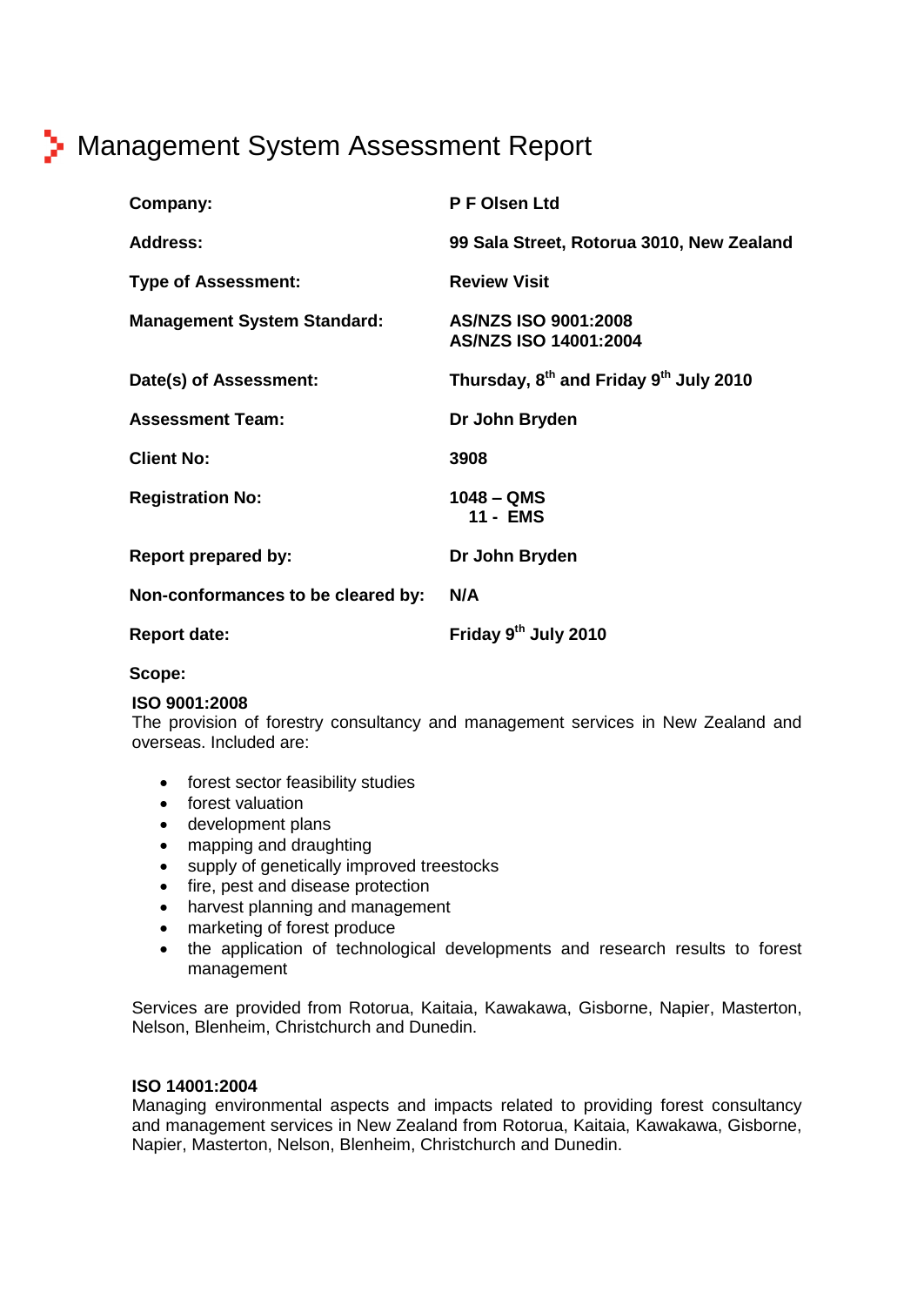# Management System Assessment Report

| | |
|---|---|
| **Company:** | **P F Olsen Ltd** |
| **Address:** | **99 Sala Street, Rotorua 3010, New Zealand** |
| **Type of Assessment:** | **Review Visit** |
| **Management System Standard:** | **AS/NZS ISO 9001:2008**<br>**AS/NZS ISO 14001:2004** |
| **Date(s) of Assessment:** | **Thursday, 8th and Friday 9th July 2010** |
| **Assessment Team:** | **Dr John Bryden** |
| **Client No:** | **3908** |
| **Registration No:** | **1048 – QMS**<br>**11 - EMS** |
| **Report prepared by:** | **Dr John Bryden** |
| **Non-conformances to be cleared by:** | **N/A** |
| **Report date:** | **Friday 9th July 2010** |

**Scope:**

**ISO 9001:2008**
The provision of forestry consultancy and management services in New Zealand and overseas. Included are:

- forest sector feasibility studies
- forest valuation
- development plans
- mapping and draughting
- supply of genetically improved treestocks
- fire, pest and disease protection
- harvest planning and management
- marketing of forest produce
- the application of technological developments and research results to forest management

Services are provided from Rotorua, Kaitaia, Kawakawa, Gisborne, Napier, Masterton, Nelson, Blenheim, Christchurch and Dunedin.

**ISO 14001:2004**
Managing environmental aspects and impacts related to providing forest consultancy and management services in New Zealand from Rotorua, Kaitaia, Kawakawa, Gisborne, Napier, Masterton, Nelson, Blenheim, Christchurch and Dunedin.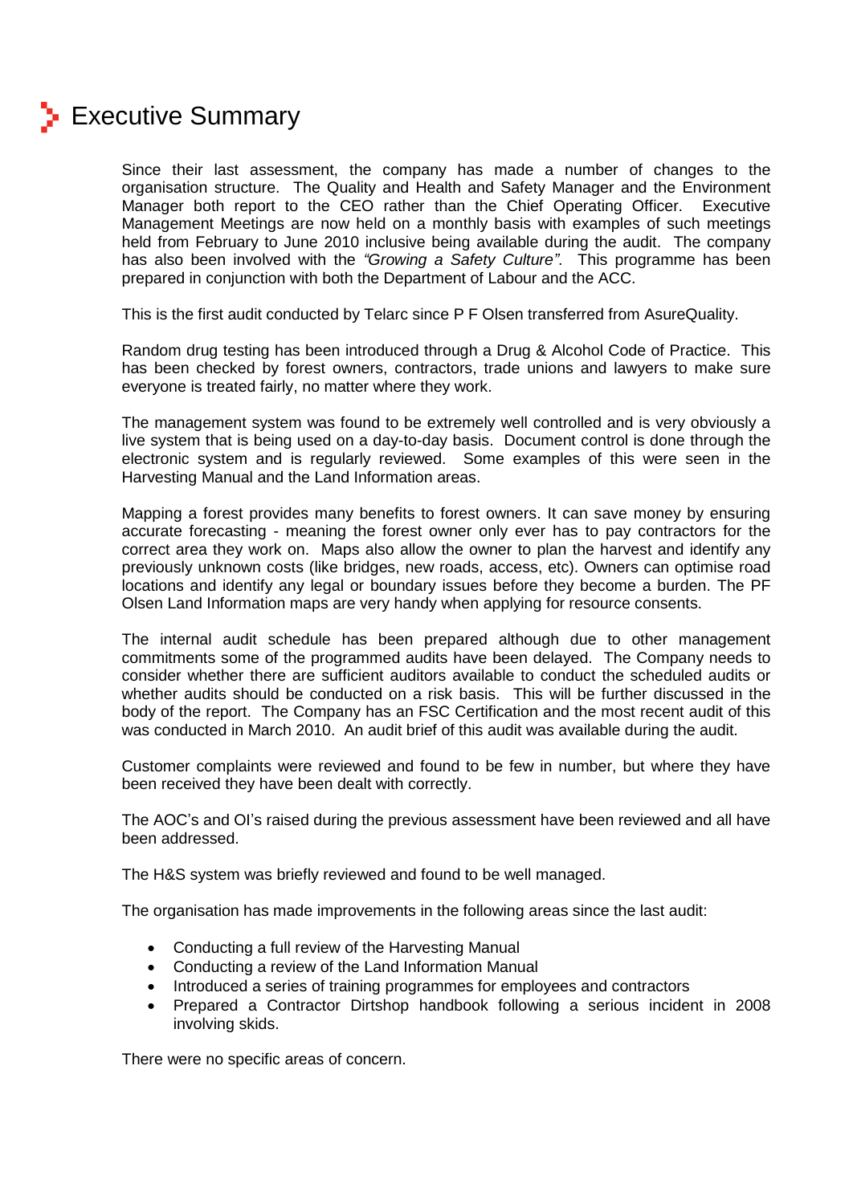# Executive Summary

Since their last assessment, the company has made a number of changes to the organisation structure. The Quality and Health and Safety Manager and the Environment Manager both report to the CEO rather than the Chief Operating Officer. Executive Management Meetings are now held on a monthly basis with examples of such meetings held from February to June 2010 inclusive being available during the audit. The company has also been involved with the *"Growing a Safety Culture"*. This programme has been prepared in conjunction with both the Department of Labour and the ACC.

This is the first audit conducted by Telarc since P F Olsen transferred from AsureQuality.

Random drug testing has been introduced through a Drug & Alcohol Code of Practice. This has been checked by forest owners, contractors, trade unions and lawyers to make sure everyone is treated fairly, no matter where they work.

The management system was found to be extremely well controlled and is very obviously a live system that is being used on a day-to-day basis. Document control is done through the electronic system and is regularly reviewed. Some examples of this were seen in the Harvesting Manual and the Land Information areas.

Mapping a forest provides many benefits to forest owners. It can save money by ensuring accurate forecasting - meaning the forest owner only ever has to pay contractors for the correct area they work on. Maps also allow the owner to plan the harvest and identify any previously unknown costs (like bridges, new roads, access, etc). Owners can optimise road locations and identify any legal or boundary issues before they become a burden. The PF Olsen Land Information maps are very handy when applying for resource consents.

The internal audit schedule has been prepared although due to other management commitments some of the programmed audits have been delayed. The Company needs to consider whether there are sufficient auditors available to conduct the scheduled audits or whether audits should be conducted on a risk basis. This will be further discussed in the body of the report. The Company has an FSC Certification and the most recent audit of this was conducted in March 2010. An audit brief of this audit was available during the audit.

Customer complaints were reviewed and found to be few in number, but where they have been received they have been dealt with correctly.

The AOC's and OI's raised during the previous assessment have been reviewed and all have been addressed.

The H&S system was briefly reviewed and found to be well managed.

The organisation has made improvements in the following areas since the last audit:

- Conducting a full review of the Harvesting Manual
- Conducting a review of the Land Information Manual
- Introduced a series of training programmes for employees and contractors
- Prepared a Contractor Dirtshop handbook following a serious incident in 2008 involving skids.

There were no specific areas of concern.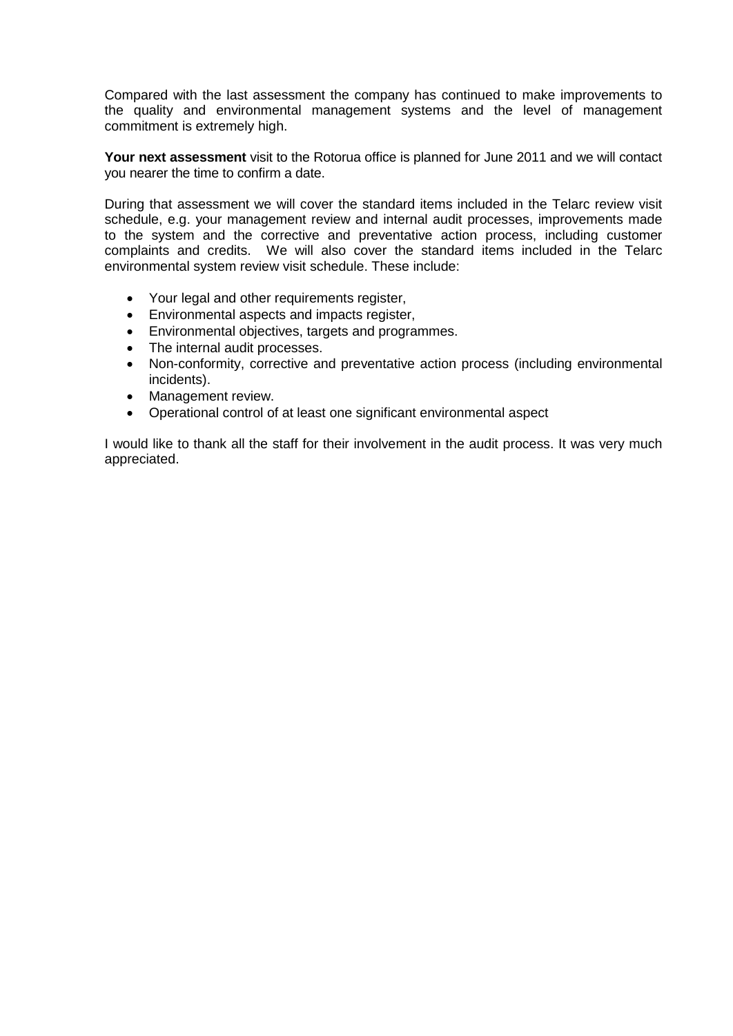Compared with the last assessment the company has continued to make improvements to the quality and environmental management systems and the level of management commitment is extremely high.

**Your next assessment** visit to the Rotorua office is planned for June 2011 and we will contact you nearer the time to confirm a date.

During that assessment we will cover the standard items included in the Telarc review visit schedule, e.g. your management review and internal audit processes, improvements made to the system and the corrective and preventative action process, including customer complaints and credits. We will also cover the standard items included in the Telarc environmental system review visit schedule. These include:

- Your legal and other requirements register,
- Environmental aspects and impacts register,
- Environmental objectives, targets and programmes.
- The internal audit processes.
- Non-conformity, corrective and preventative action process (including environmental incidents).
- Management review.
- Operational control of at least one significant environmental aspect

I would like to thank all the staff for their involvement in the audit process. It was very much appreciated.